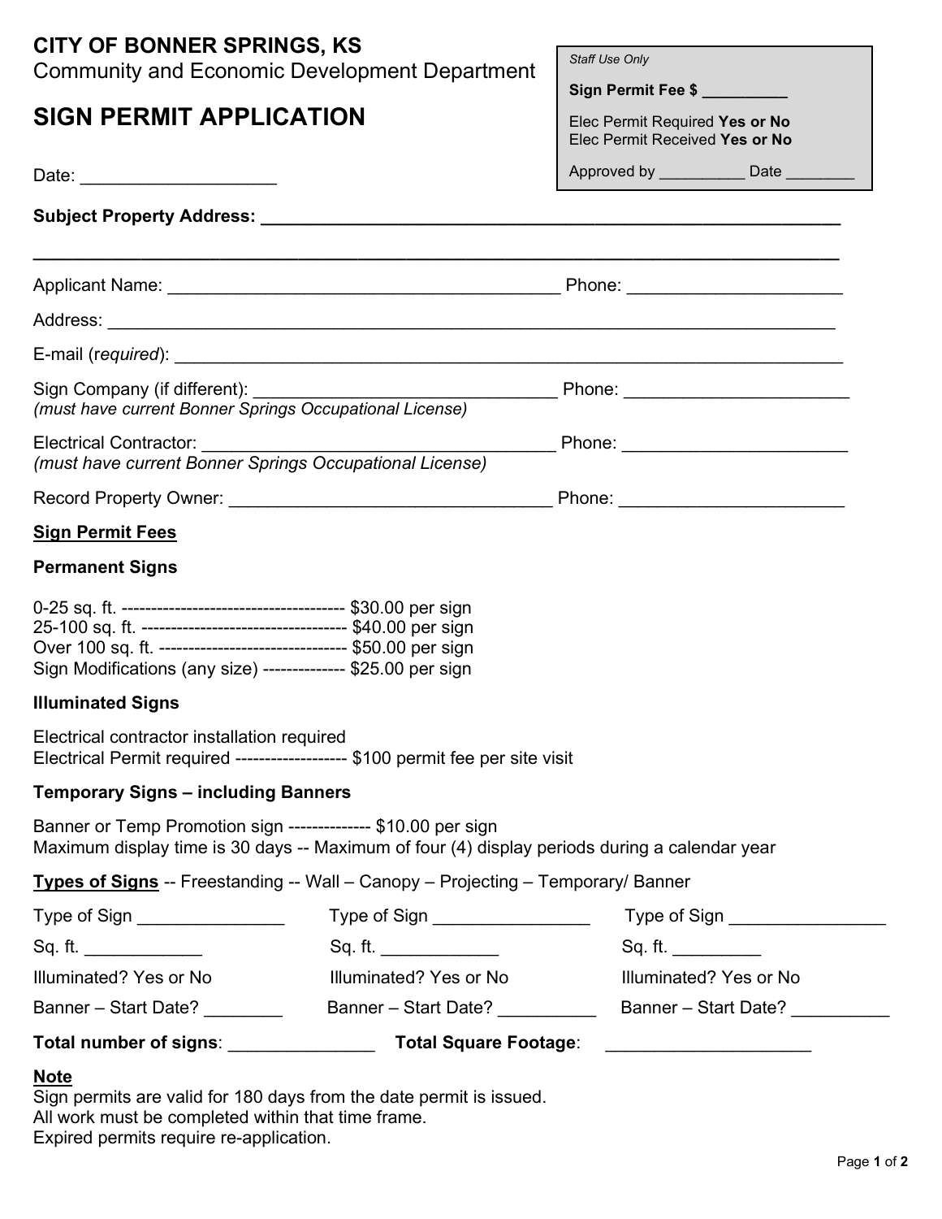# CITY OF BONNER SPRINGS, KS

Community and Economic Development Department

## SIGN PERMIT APPLICATION

> *Staff Use Only*
>
> **Sign Permit Fee $** __________
>
> Elec Permit Required **Yes or No**
> Elec Permit Received **Yes or No**
>
> Approved by __________ Date ________

Date: ____________________

**Subject Property Address:** ______________________________________________________________

_____________________________________________________________________________________

Applicant Name: _________________________________________ Phone: ______________________

Address: ____________________________________________________________________________

E-mail (*required*): _______________________________________________________________________

Sign Company (if different): _______________________________ Phone: _______________________
*(must have current Bonner Springs Occupational License)*

Electrical Contractor: _____________________________________ Phone: _______________________
*(must have current Bonner Springs Occupational License)*

Record Property Owner: ___________________________________ Phone: _______________________

**<u>Sign Permit Fees</u>**

**Permanent Signs**

0-25 sq. ft. ------------------------------------- $30.00 per sign
25-100 sq. ft. ---------------------------------- $40.00 per sign
Over 100 sq. ft. ------------------------------- $50.00 per sign
Sign Modifications (any size) ------------- $25.00 per sign

**Illuminated Signs**

Electrical contractor installation required
Electrical Permit required ------------------- $100 permit fee per site visit

**Temporary Signs – including Banners**

Banner or Temp Promotion sign -------------- $10.00 per sign
Maximum display time is 30 days -- Maximum of four (4) display periods during a calendar year

**<u>Types of Signs</u>** -- Freestanding -- Wall – Canopy – Projecting – Temporary/ Banner

| | | |
|---|---|---|
| Type of Sign _______________ | Type of Sign ________________ | Type of Sign ________________ |
| Sq. ft. ____________ | Sq. ft. ____________ | Sq. ft. _________ |
| Illuminated? Yes or No | Illuminated? Yes or No | Illuminated? Yes or No |
| Banner – Start Date? ________ | Banner – Start Date? __________ | Banner – Start Date? __________ |

**Total number of signs**: _______________ **Total Square Footage**: _____________________

**<u>Note</u>**
Sign permits are valid for 180 days from the date permit is issued.
All work must be completed within that time frame.
Expired permits require re-application.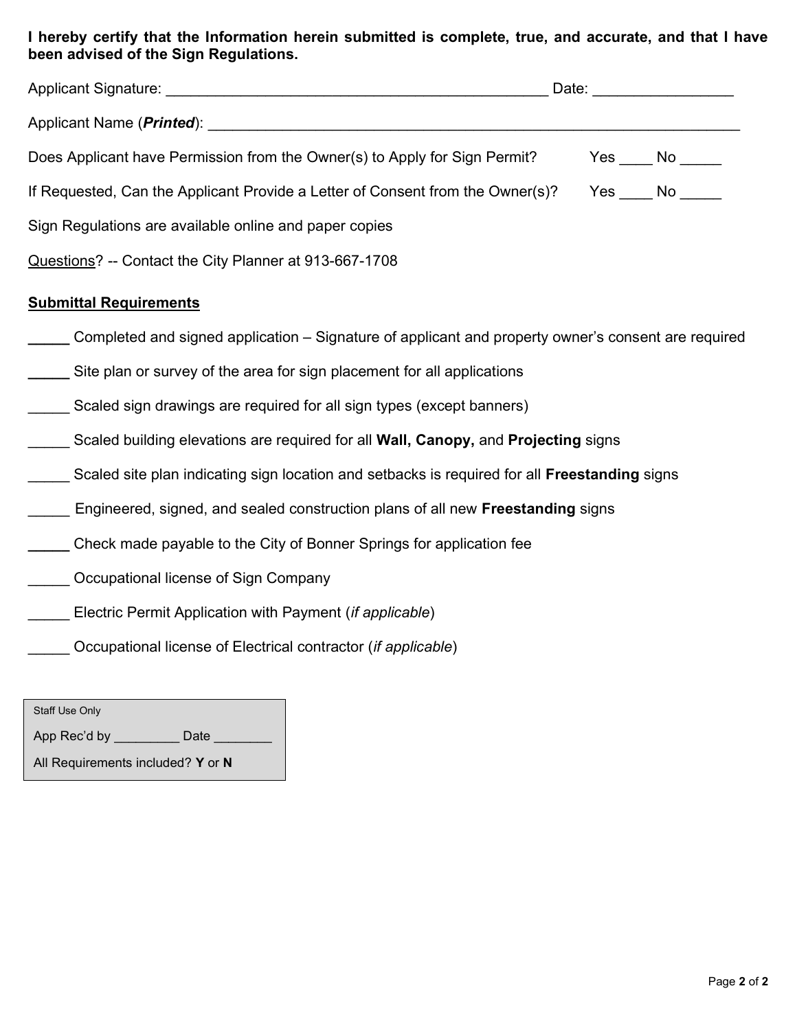**I hereby certify that the Information herein submitted is complete, true, and accurate, and that I have been advised of the Sign Regulations.**

Applicant Signature: _______________________________________________ Date: _________________

Applicant Name (***Printed***): ___________________________________________________________________

Does Applicant have Permission from the Owner(s) to Apply for Sign Permit? Yes ____ No _____

If Requested, Can the Applicant Provide a Letter of Consent from the Owner(s)? Yes ____ No _____

Sign Regulations are available online and paper copies

Questions? -- Contact the City Planner at 913-667-1708

**Submittal Requirements**

_____ Completed and signed application – Signature of applicant and property owner's consent are required

_____ Site plan or survey of the area for sign placement for all applications

_____ Scaled sign drawings are required for all sign types (except banners)

_____ Scaled building elevations are required for all **Wall, Canopy,** and **Projecting** signs

_____ Scaled site plan indicating sign location and setbacks is required for all **Freestanding** signs

_____ Engineered, signed, and sealed construction plans of all new **Freestanding** signs

_____ Check made payable to the City of Bonner Springs for application fee

_____ Occupational license of Sign Company

_____ Electric Permit Application with Payment (*if applicable*)

_____ Occupational license of Electrical contractor (*if applicable*)

Staff Use Only

App Rec'd by _________ Date ________

All Requirements included? **Y** or **N**